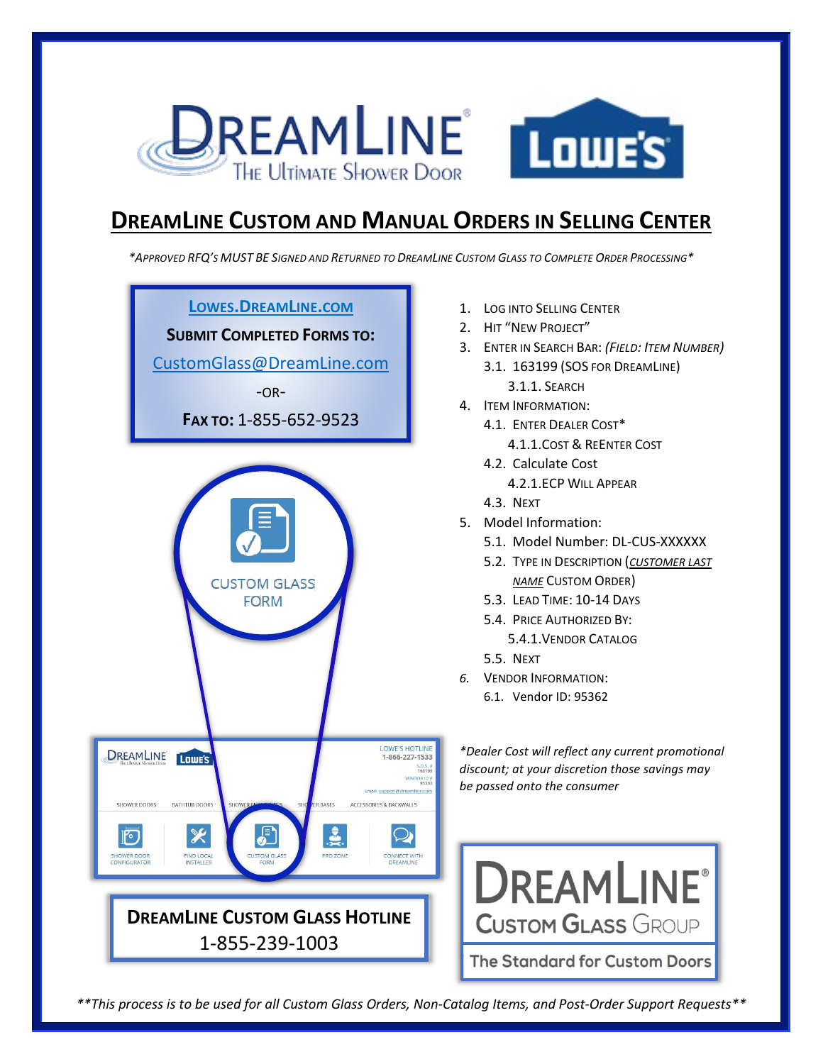# DreamLine Custom and Manual Orders in Selling Center

*\*Approved RFQ's MUST BE Signed and Returned to DreamLine Custom Glass to Complete Order Processing\**

**Lowes.DreamLine.com**

**Submit Completed Forms to:**

CustomGlass@DreamLine.com

-OR-

**Fax to:** 1-855-652-9523

CUSTOM GLASS FORM

1. Log into Selling Center
2. Hit "New Project"
3. Enter in Search Bar: *(Field: Item Number)*
   - 3.1. 163199 (SOS for DreamLine)
     - 3.1.1. Search
4. Item Information:
   - 4.1. Enter Dealer Cost*
     - 4.1.1. Cost & ReEnter Cost
   - 4.2. Calculate Cost
     - 4.2.1. ECP Will Appear
   - 4.3. Next
5. Model Information:
   - 5.1. Model Number: DL-CUS-XXXXXX
   - 5.2. Type in Description (*Customer Last Name* Custom Order)
   - 5.3. Lead Time: 10-14 Days
   - 5.4. Price Authorized By:
     - 5.4.1. Vendor Catalog
   - 5.5. Next
6. Vendor Information:
   - 6.1. Vendor ID: 95362

*\*Dealer Cost will reflect any current promotional discount; at your discretion those savings may be passed onto the consumer*

**DreamLine Custom Glass Hotline**

1-855-239-1003

DreamLine Custom Glass Group

The Standard for Custom Doors

*\*\*This process is to be used for all Custom Glass Orders, Non-Catalog Items, and Post-Order Support Requests\*\**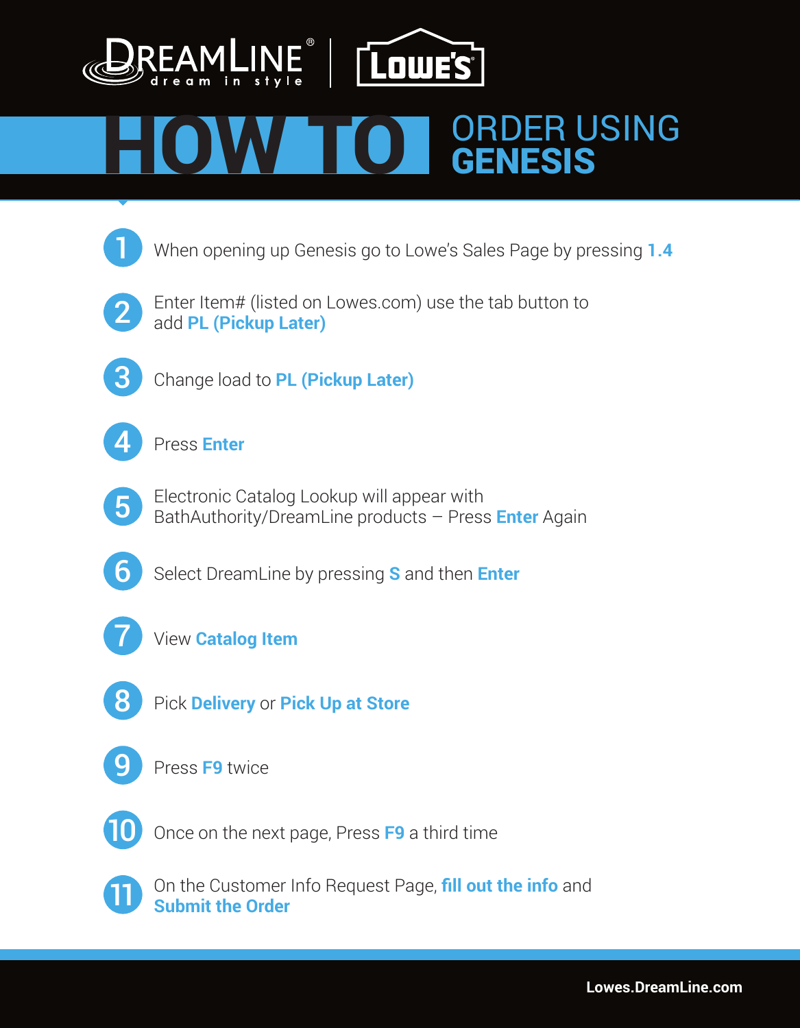DREAMLINE® dream in style | LOWE'S

# HOW TO ORDER USING GENESIS

1. When opening up Genesis go to Lowe's Sales Page by pressing **1.4**
2. Enter Item# (listed on Lowes.com) use the tab button to add **PL (Pickup Later)**
3. Change load to **PL (Pickup Later)**
4. Press **Enter**
5. Electronic Catalog Lookup will appear with BathAuthority/DreamLine products – Press **Enter** Again
6. Select DreamLine by pressing **S** and then **Enter**
7. View **Catalog Item**
8. Pick **Delivery** or **Pick Up at Store**
9. Press **F9** twice
10. Once on the next page, Press **F9** a third time
11. On the Customer Info Request Page, **fill out the info** and **Submit the Order**

**Lowes.DreamLine.com**